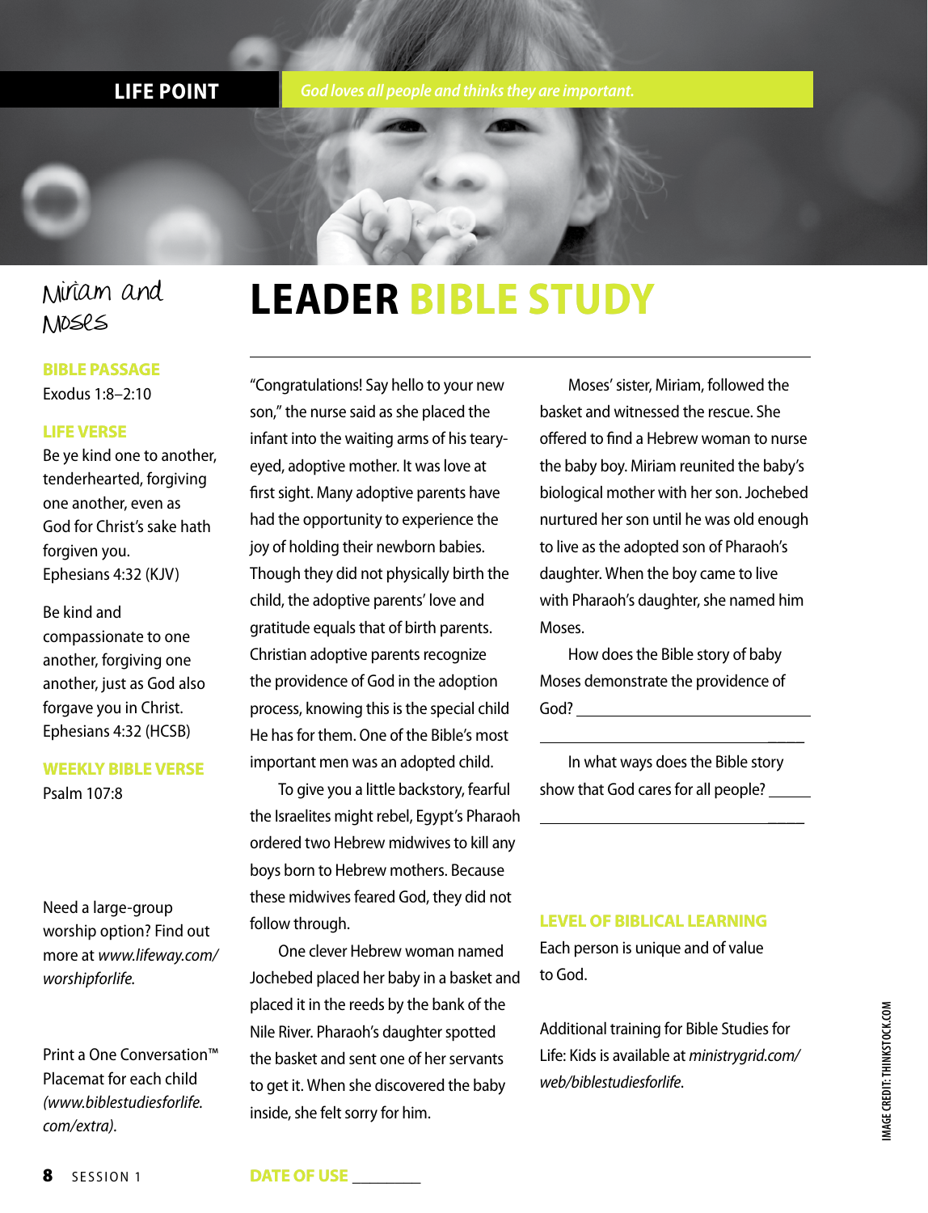**LIFE POINT** *God loves all people and thinks they are important.*

Miriam and Moses

# LEADER BIBLE STUDY

**BIBLE PASSAGE**

Exodus 1:8–2:10

**LIFE VERSE**

Be ye kind one to another, tenderhearted, forgiving one another, even as God for Christ's sake hath forgiven you.
Ephesians 4:32 (KJV)

Be kind and compassionate to one another, forgiving one another, just as God also forgave you in Christ.
Ephesians 4:32 (HCSB)

**WEEKLY BIBLE VERSE**

Psalm 107:8

Need a large-group worship option? Find out more at *www.lifeway.com/worshipforlife.*

Print a One Conversation™ Placemat for each child *(www.biblestudiesforlife.com/extra).*

"Congratulations! Say hello to your new son," the nurse said as she placed the infant into the waiting arms of his teary-eyed, adoptive mother. It was love at first sight. Many adoptive parents have had the opportunity to experience the joy of holding their newborn babies. Though they did not physically birth the child, the adoptive parents' love and gratitude equals that of birth parents. Christian adoptive parents recognize the providence of God in the adoption process, knowing this is the special child He has for them. One of the Bible's most important men was an adopted child.

To give you a little backstory, fearful the Israelites might rebel, Egypt's Pharaoh ordered two Hebrew midwives to kill any boys born to Hebrew mothers. Because these midwives feared God, they did not follow through.

One clever Hebrew woman named Jochebed placed her baby in a basket and placed it in the reeds by the bank of the Nile River. Pharaoh's daughter spotted the basket and sent one of her servants to get it. When she discovered the baby inside, she felt sorry for him.

Moses' sister, Miriam, followed the basket and witnessed the rescue. She offered to find a Hebrew woman to nurse the baby boy. Miriam reunited the baby's biological mother with her son. Jochebed nurtured her son until he was old enough to live as the adopted son of Pharaoh's daughter. When the boy came to live with Pharaoh's daughter, she named him Moses.

How does the Bible story of baby Moses demonstrate the providence of God? ______________________________

______________________________

In what ways does the Bible story show that God cares for all people? ______

______________________________

**LEVEL OF BIBLICAL LEARNING**

Each person is unique and of value to God.

Additional training for Bible Studies for Life: Kids is available at *ministrygrid.com/web/biblestudiesforlife.*

**DATE OF USE** ________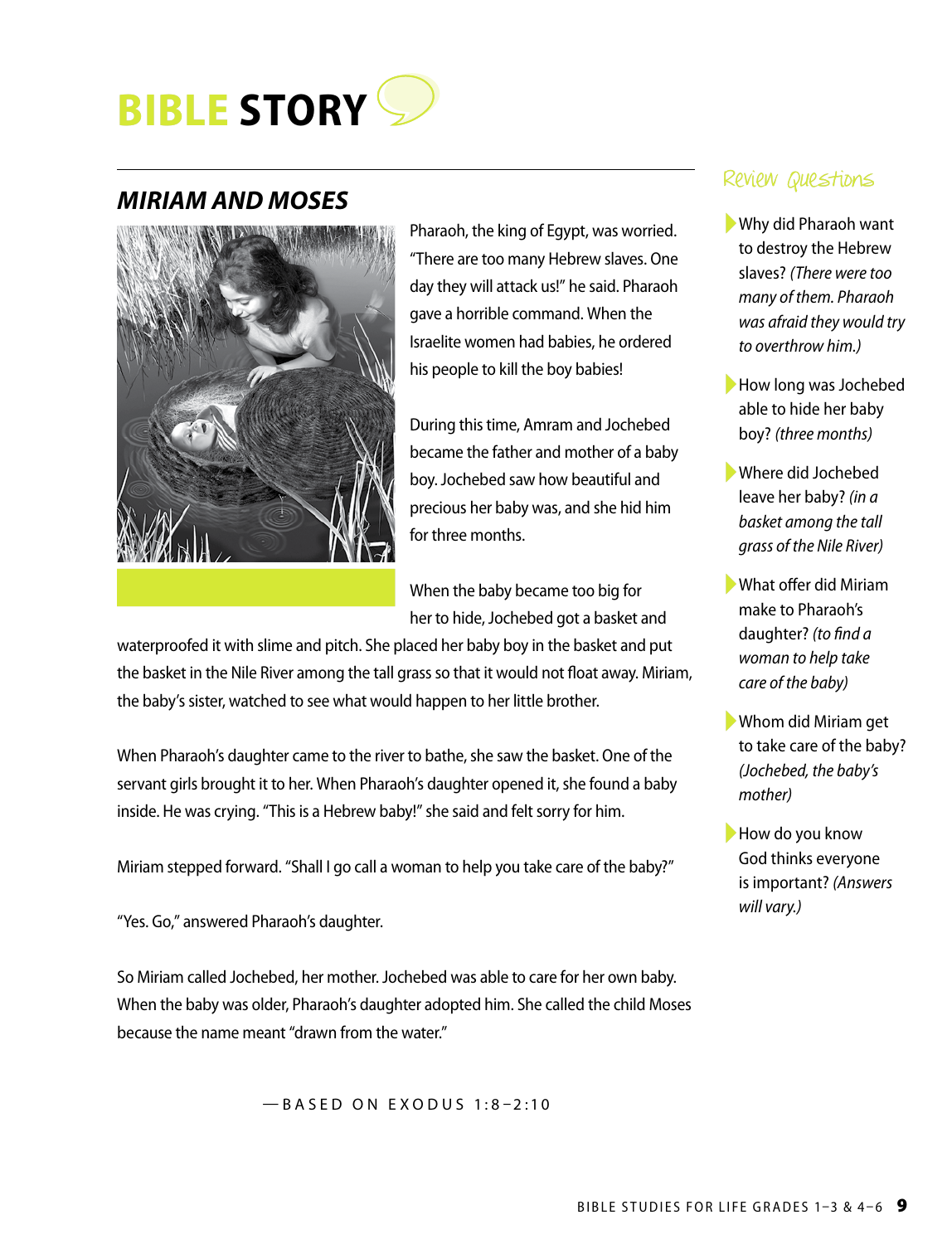# BIBLE STORY

## *MIRIAM AND MOSES*

Pharaoh, the king of Egypt, was worried. "There are too many Hebrew slaves. One day they will attack us!" he said. Pharaoh gave a horrible command. When the Israelite women had babies, he ordered his people to kill the boy babies!

During this time, Amram and Jochebed became the father and mother of a baby boy. Jochebed saw how beautiful and precious her baby was, and she hid him for three months.

When the baby became too big for her to hide, Jochebed got a basket and waterproofed it with slime and pitch. She placed her baby boy in the basket and put the basket in the Nile River among the tall grass so that it would not float away. Miriam, the baby's sister, watched to see what would happen to her little brother.

When Pharaoh's daughter came to the river to bathe, she saw the basket. One of the servant girls brought it to her. When Pharaoh's daughter opened it, she found a baby inside. He was crying. "This is a Hebrew baby!" she said and felt sorry for him.

Miriam stepped forward. "Shall I go call a woman to help you take care of the baby?"

"Yes. Go," answered Pharaoh's daughter.

So Miriam called Jochebed, her mother. Jochebed was able to care for her own baby. When the baby was older, Pharaoh's daughter adopted him. She called the child Moses because the name meant "drawn from the water."

—BASED ON EXODUS 1:8–2:10

### Review Questions

- Why did Pharaoh want to destroy the Hebrew slaves? *(There were too many of them. Pharaoh was afraid they would try to overthrow him.)*
- How long was Jochebed able to hide her baby boy? *(three months)*
- Where did Jochebed leave her baby? *(in a basket among the tall grass of the Nile River)*
- What offer did Miriam make to Pharaoh's daughter? *(to find a woman to help take care of the baby)*
- Whom did Miriam get to take care of the baby? *(Jochebed, the baby's mother)*
- How do you know God thinks everyone is important? *(Answers will vary.)*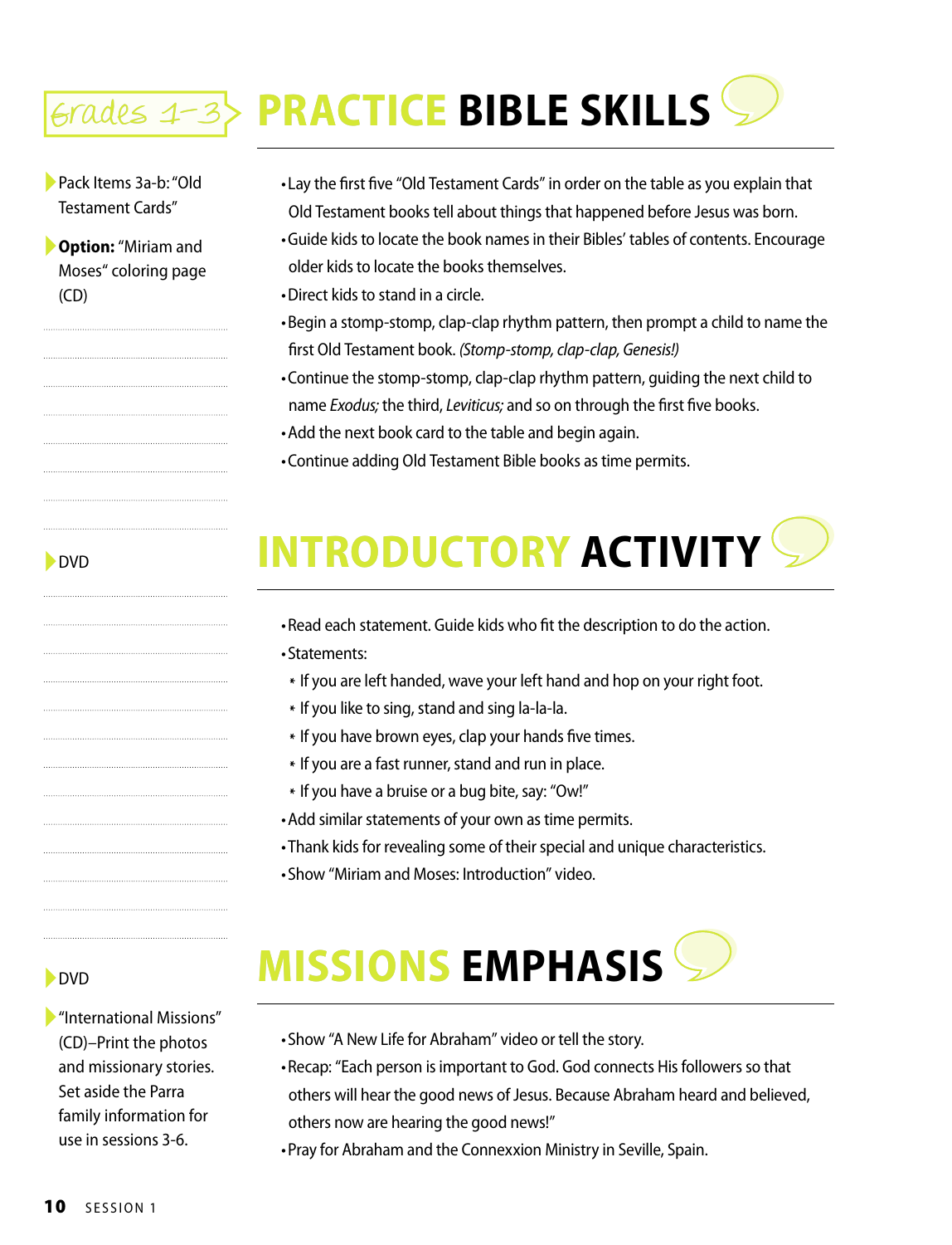Grades 1–3

# PRACTICE BIBLE SKILLS

- Pack Items 3a-b: "Old Testament Cards"
- **Option:** "Miriam and Moses" coloring page (CD)

- Lay the first five "Old Testament Cards" in order on the table as you explain that Old Testament books tell about things that happened before Jesus was born.
- Guide kids to locate the book names in their Bibles' tables of contents. Encourage older kids to locate the books themselves.
- Direct kids to stand in a circle.
- Begin a stomp-stomp, clap-clap rhythm pattern, then prompt a child to name the first Old Testament book. *(Stomp-stomp, clap-clap, Genesis!)*
- Continue the stomp-stomp, clap-clap rhythm pattern, guiding the next child to name *Exodus;* the third, *Leviticus;* and so on through the first five books.
- Add the next book card to the table and begin again.
- Continue adding Old Testament Bible books as time permits.

# INTRODUCTORY ACTIVITY

- DVD

- Read each statement. Guide kids who fit the description to do the action.
- Statements:
  - If you are left handed, wave your left hand and hop on your right foot.
  - If you like to sing, stand and sing la-la-la.
  - If you have brown eyes, clap your hands five times.
  - If you are a fast runner, stand and run in place.
  - If you have a bruise or a bug bite, say: "Ow!"
- Add similar statements of your own as time permits.
- Thank kids for revealing some of their special and unique characteristics.
- Show "Miriam and Moses: Introduction" video.

# MISSIONS EMPHASIS

- DVD
- "International Missions" (CD)–Print the photos and missionary stories. Set aside the Parra family information for use in sessions 3-6.

- Show "A New Life for Abraham" video or tell the story.
- Recap: "Each person is important to God. God connects His followers so that others will hear the good news of Jesus. Because Abraham heard and believed, others now are hearing the good news!"
- Pray for Abraham and the Connexxion Ministry in Seville, Spain.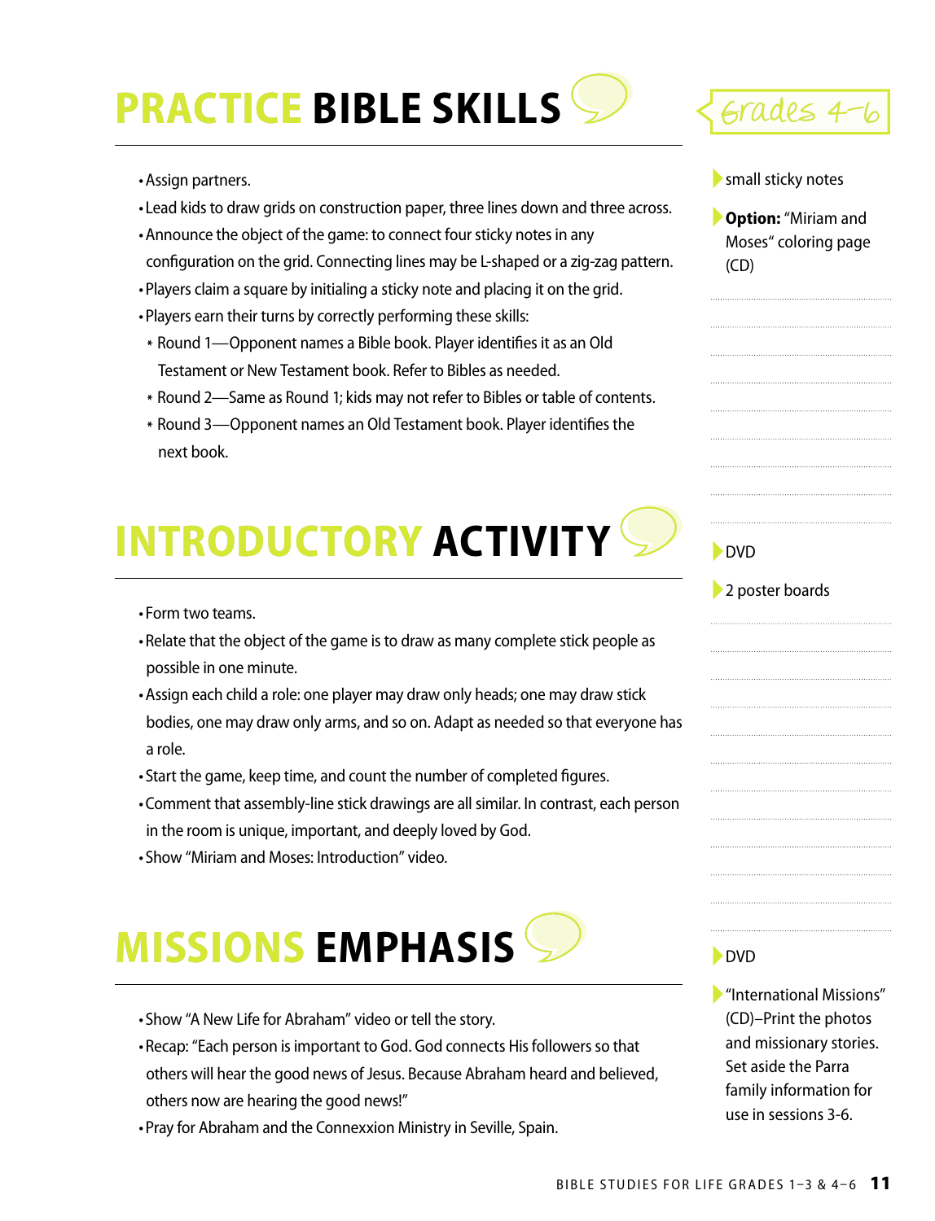# PRACTICE BIBLE SKILLS

Grades 4–6

- small sticky notes
- **Option:** "Miriam and Moses" coloring page (CD)

- Assign partners.
- Lead kids to draw grids on construction paper, three lines down and three across.
- Announce the object of the game: to connect four sticky notes in any configuration on the grid. Connecting lines may be L-shaped or a zig-zag pattern.
- Players claim a square by initialing a sticky note and placing it on the grid.
- Players earn their turns by correctly performing these skills:
  - Round 1—Opponent names a Bible book. Player identifies it as an Old Testament or New Testament book. Refer to Bibles as needed.
  - Round 2—Same as Round 1; kids may not refer to Bibles or table of contents.
  - Round 3—Opponent names an Old Testament book. Player identifies the next book.

# INTRODUCTORY ACTIVITY

- DVD
- 2 poster boards

- Form two teams.
- Relate that the object of the game is to draw as many complete stick people as possible in one minute.
- Assign each child a role: one player may draw only heads; one may draw stick bodies, one may draw only arms, and so on. Adapt as needed so that everyone has a role.
- Start the game, keep time, and count the number of completed figures.
- Comment that assembly-line stick drawings are all similar. In contrast, each person in the room is unique, important, and deeply loved by God.
- Show "Miriam and Moses: Introduction" video.

# MISSIONS EMPHASIS

- DVD
- "International Missions" (CD)–Print the photos and missionary stories. Set aside the Parra family information for use in sessions 3-6.

- Show "A New Life for Abraham" video or tell the story.
- Recap: "Each person is important to God. God connects His followers so that others will hear the good news of Jesus. Because Abraham heard and believed, others now are hearing the good news!"
- Pray for Abraham and the Connexxion Ministry in Seville, Spain.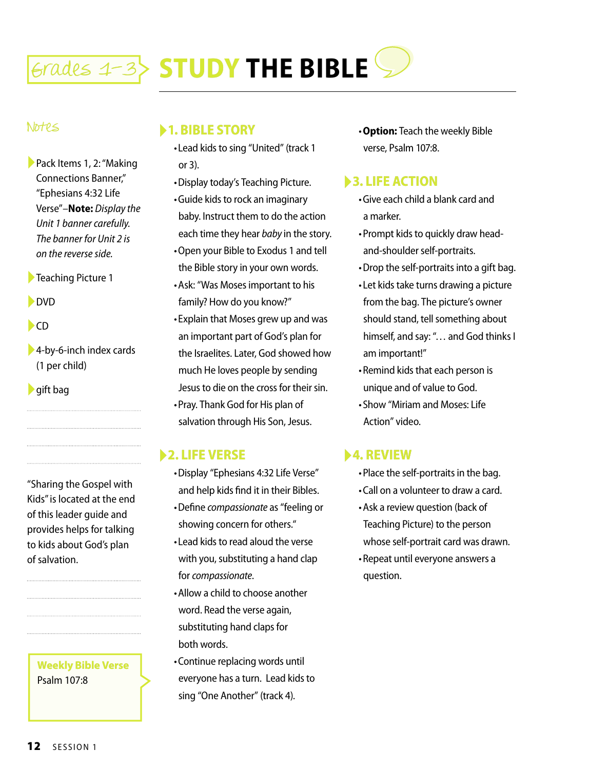# Grades 1-3 STUDY THE BIBLE

## Notes

- Pack Items 1, 2: "Making Connections Banner," "Ephesians 4:32 Life Verse"–**Note:** *Display the Unit 1 banner carefully. The banner for Unit 2 is on the reverse side.*
- Teaching Picture 1
- DVD
- CD
- 4-by-6-inch index cards (1 per child)
- gift bag

"Sharing the Gospel with Kids" is located at the end of this leader guide and provides helps for talking to kids about God's plan of salvation.

**Weekly Bible Verse**
Psalm 107:8

### 1. BIBLE STORY

- Lead kids to sing "United" (track 1 or 3).
- Display today's Teaching Picture.
- Guide kids to rock an imaginary baby. Instruct them to do the action each time they hear *baby* in the story.
- Open your Bible to Exodus 1 and tell the Bible story in your own words.
- Ask: "Was Moses important to his family? How do you know?"
- Explain that Moses grew up and was an important part of God's plan for the Israelites. Later, God showed how much He loves people by sending Jesus to die on the cross for their sin.
- Pray. Thank God for His plan of salvation through His Son, Jesus.

### 2. LIFE VERSE

- Display "Ephesians 4:32 Life Verse" and help kids find it in their Bibles.
- Define *compassionate* as "feeling or showing concern for others."
- Lead kids to read aloud the verse with you, substituting a hand clap for *compassionate*.
- Allow a child to choose another word. Read the verse again, substituting hand claps for both words.
- Continue replacing words until everyone has a turn. Lead kids to sing "One Another" (track 4).
- **Option:** Teach the weekly Bible verse, Psalm 107:8.

### 3. LIFE ACTION

- Give each child a blank card and a marker.
- Prompt kids to quickly draw head-and-shoulder self-portraits.
- Drop the self-portraits into a gift bag.
- Let kids take turns drawing a picture from the bag. The picture's owner should stand, tell something about himself, and say: "… and God thinks I am important!"
- Remind kids that each person is unique and of value to God.
- Show "Miriam and Moses: Life Action" video.

### 4. REVIEW

- Place the self-portraits in the bag.
- Call on a volunteer to draw a card.
- Ask a review question (back of Teaching Picture) to the person whose self-portrait card was drawn.
- Repeat until everyone answers a question.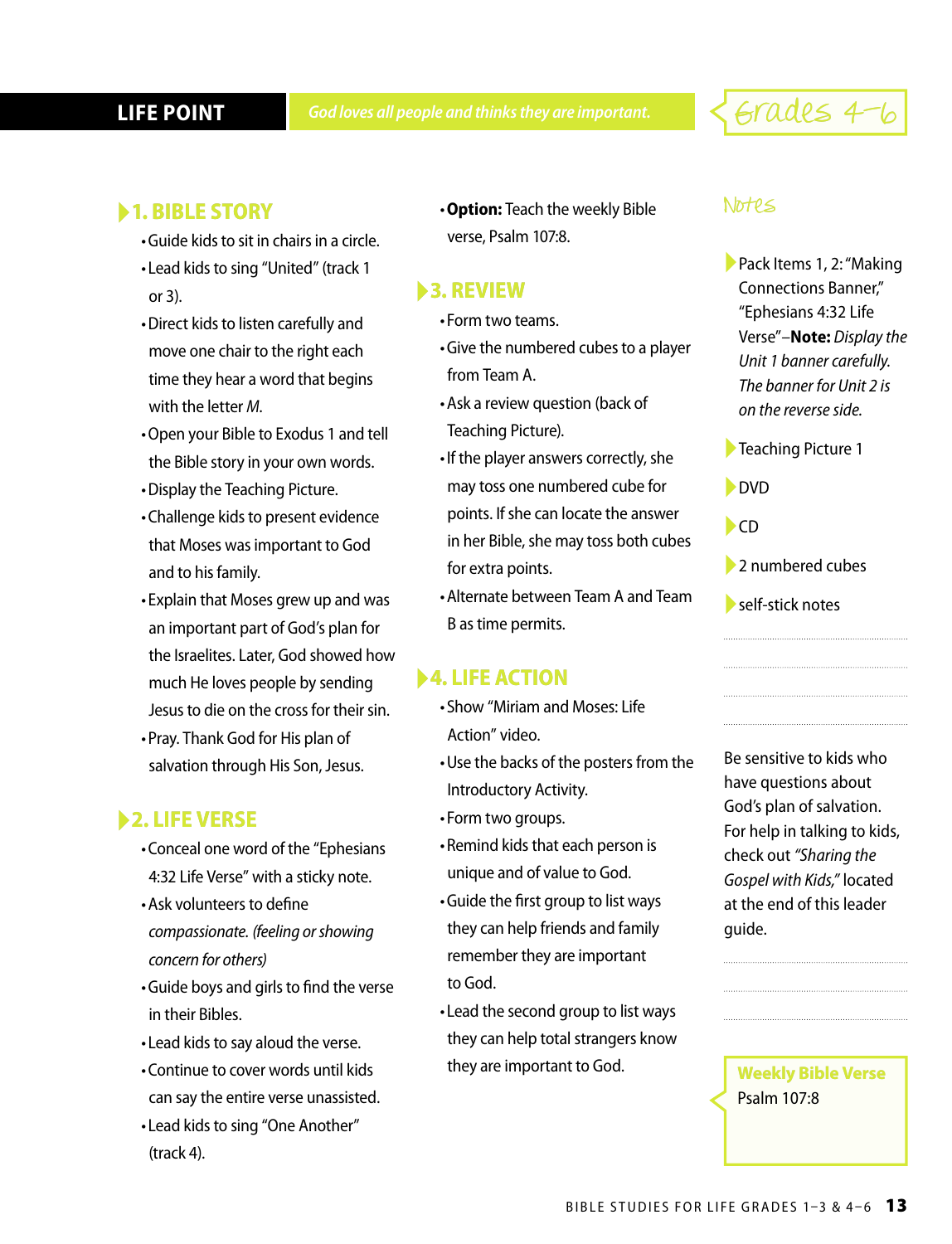**LIFE POINT** *God loves all people and thinks they are important.*

Grades 4–6

## 1. BIBLE STORY

- Guide kids to sit in chairs in a circle.
- Lead kids to sing "United" (track 1 or 3).
- Direct kids to listen carefully and move one chair to the right each time they hear a word that begins with the letter *M*.
- Open your Bible to Exodus 1 and tell the Bible story in your own words.
- Display the Teaching Picture.
- Challenge kids to present evidence that Moses was important to God and to his family.
- Explain that Moses grew up and was an important part of God's plan for the Israelites. Later, God showed how much He loves people by sending Jesus to die on the cross for their sin.
- Pray. Thank God for His plan of salvation through His Son, Jesus.

## 2. LIFE VERSE

- Conceal one word of the "Ephesians 4:32 Life Verse" with a sticky note.
- Ask volunteers to define *compassionate. (feeling or showing concern for others)*
- Guide boys and girls to find the verse in their Bibles.
- Lead kids to say aloud the verse.
- Continue to cover words until kids can say the entire verse unassisted.
- Lead kids to sing "One Another" (track 4).
- **Option:** Teach the weekly Bible verse, Psalm 107:8.

## 3. REVIEW

- Form two teams.
- Give the numbered cubes to a player from Team A.
- Ask a review question (back of Teaching Picture).
- If the player answers correctly, she may toss one numbered cube for points. If she can locate the answer in her Bible, she may toss both cubes for extra points.
- Alternate between Team A and Team B as time permits.

## 4. LIFE ACTION

- Show "Miriam and Moses: Life Action" video.
- Use the backs of the posters from the Introductory Activity.
- Form two groups.
- Remind kids that each person is unique and of value to God.
- Guide the first group to list ways they can help friends and family remember they are important to God.
- Lead the second group to list ways they can help total strangers know they are important to God.

## Notes

- Pack Items 1, 2: "Making Connections Banner," "Ephesians 4:32 Life Verse"–**Note:** *Display the Unit 1 banner carefully. The banner for Unit 2 is on the reverse side.*
- Teaching Picture 1
- DVD
- CD
- 2 numbered cubes
- self-stick notes

Be sensitive to kids who have questions about God's plan of salvation. For help in talking to kids, check out *"Sharing the Gospel with Kids,"* located at the end of this leader guide.

**Weekly Bible Verse**
Psalm 107:8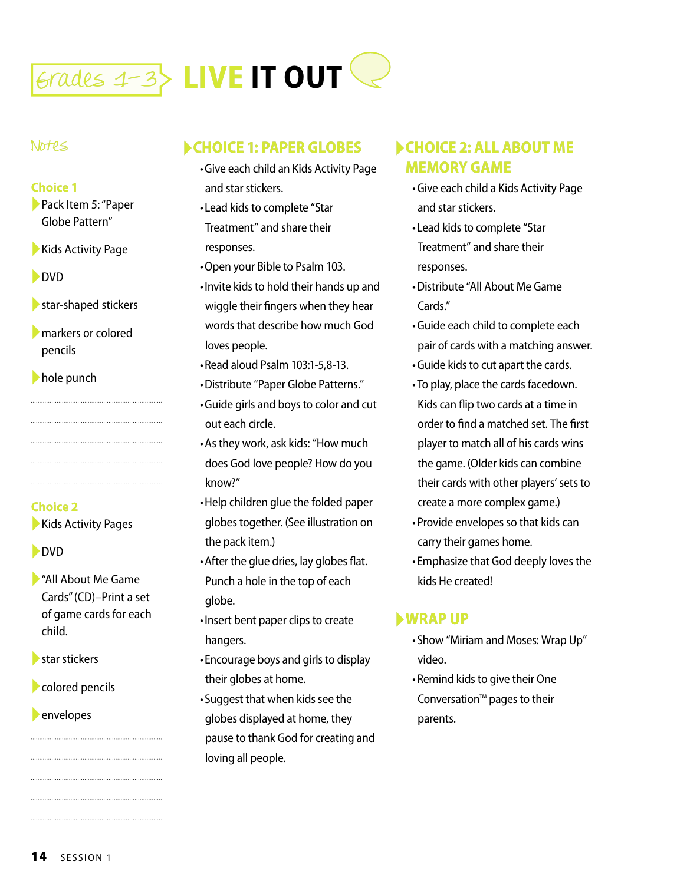# Grades 1–3 LIVE IT OUT

## Notes

**Choice 1**

- Pack Item 5: "Paper Globe Pattern"
- Kids Activity Page
- DVD
- star-shaped stickers
- markers or colored pencils
- hole punch

**Choice 2**

- Kids Activity Pages
- DVD
- "All About Me Game Cards" (CD)–Print a set of game cards for each child.
- star stickers
- colored pencils
- envelopes

## CHOICE 1: PAPER GLOBES

- Give each child an Kids Activity Page and star stickers.
- Lead kids to complete "Star Treatment" and share their responses.
- Open your Bible to Psalm 103.
- Invite kids to hold their hands up and wiggle their fingers when they hear words that describe how much God loves people.
- Read aloud Psalm 103:1-5,8-13.
- Distribute "Paper Globe Patterns."
- Guide girls and boys to color and cut out each circle.
- As they work, ask kids: "How much does God love people? How do you know?"
- Help children glue the folded paper globes together. (See illustration on the pack item.)
- After the glue dries, lay globes flat. Punch a hole in the top of each globe.
- Insert bent paper clips to create hangers.
- Encourage boys and girls to display their globes at home.
- Suggest that when kids see the globes displayed at home, they pause to thank God for creating and loving all people.

## CHOICE 2: ALL ABOUT ME MEMORY GAME

- Give each child a Kids Activity Page and star stickers.
- Lead kids to complete "Star Treatment" and share their responses.
- Distribute "All About Me Game Cards."
- Guide each child to complete each pair of cards with a matching answer.
- Guide kids to cut apart the cards.
- To play, place the cards facedown. Kids can flip two cards at a time in order to find a matched set. The first player to match all of his cards wins the game. (Older kids can combine their cards with other players' sets to create a more complex game.)
- Provide envelopes so that kids can carry their games home.
- Emphasize that God deeply loves the kids He created!

## WRAP UP

- Show "Miriam and Moses: Wrap Up" video.
- Remind kids to give their One Conversation™ pages to their parents.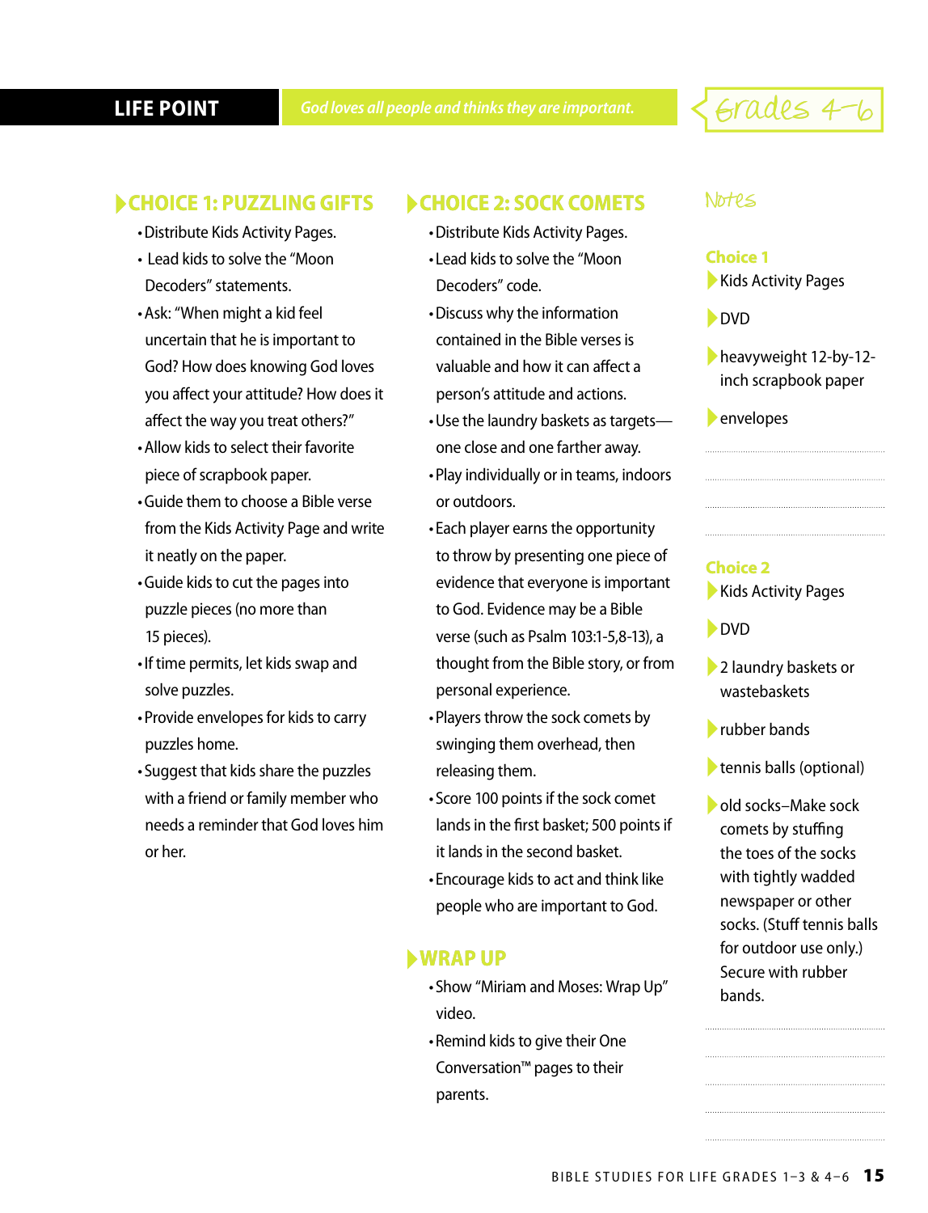**LIFE POINT** *God loves all people and thinks they are important.* Grades 4–6

## CHOICE 1: PUZZLING GIFTS

- Distribute Kids Activity Pages.
- Lead kids to solve the "Moon Decoders" statements.
- Ask: "When might a kid feel uncertain that he is important to God? How does knowing God loves you affect your attitude? How does it affect the way you treat others?"
- Allow kids to select their favorite piece of scrapbook paper.
- Guide them to choose a Bible verse from the Kids Activity Page and write it neatly on the paper.
- Guide kids to cut the pages into puzzle pieces (no more than 15 pieces).
- If time permits, let kids swap and solve puzzles.
- Provide envelopes for kids to carry puzzles home.
- Suggest that kids share the puzzles with a friend or family member who needs a reminder that God loves him or her.

## CHOICE 2: SOCK COMETS

- Distribute Kids Activity Pages.
- Lead kids to solve the "Moon Decoders" code.
- Discuss why the information contained in the Bible verses is valuable and how it can affect a person's attitude and actions.
- Use the laundry baskets as targets—one close and one farther away.
- Play individually or in teams, indoors or outdoors.
- Each player earns the opportunity to throw by presenting one piece of evidence that everyone is important to God. Evidence may be a Bible verse (such as Psalm 103:1-5,8-13), a thought from the Bible story, or from personal experience.
- Players throw the sock comets by swinging them overhead, then releasing them.
- Score 100 points if the sock comet lands in the first basket; 500 points if it lands in the second basket.
- Encourage kids to act and think like people who are important to God.

## WRAP UP

- Show "Miriam and Moses: Wrap Up" video.
- Remind kids to give their One Conversation™ pages to their parents.

## Notes

**Choice 1**

- Kids Activity Pages
- DVD
- heavyweight 12-by-12-inch scrapbook paper
- envelopes

**Choice 2**

- Kids Activity Pages
- DVD
- 2 laundry baskets or wastebaskets
- rubber bands
- tennis balls (optional)
- old socks–Make sock comets by stuffing the toes of the socks with tightly wadded newspaper or other socks. (Stuff tennis balls for outdoor use only.) Secure with rubber bands.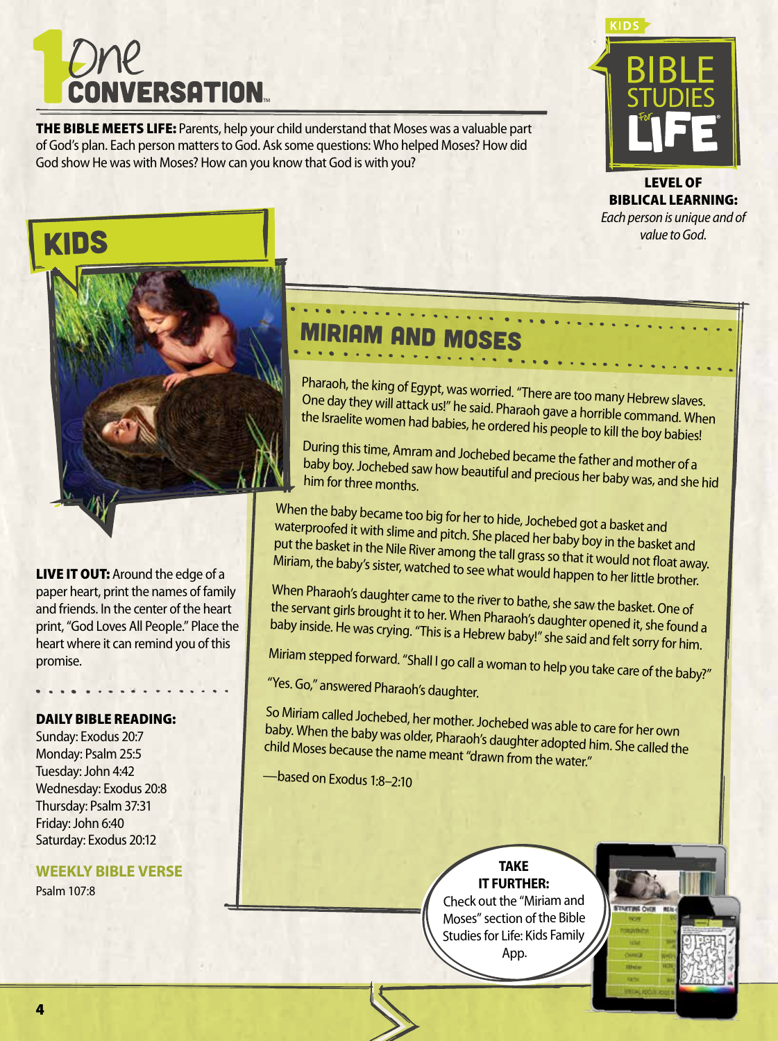# One CONVERSATION

**THE BIBLE MEETS LIFE:** Parents, help your child understand that Moses was a valuable part of God's plan. Each person matters to God. Ask some questions: Who helped Moses? How did God show He was with Moses? How can you know that God is with you?

KIDS

BIBLE STUDIES For LIFE

**LEVEL OF BIBLICAL LEARNING:**
*Each person is unique and of value to God.*

## KIDS

## MIRIAM AND MOSES

Pharaoh, the king of Egypt, was worried. "There are too many Hebrew slaves. One day they will attack us!" he said. Pharaoh gave a horrible command. When the Israelite women had babies, he ordered his people to kill the boy babies!

During this time, Amram and Jochebed became the father and mother of a baby boy. Jochebed saw how beautiful and precious her baby was, and she hid him for three months.

When the baby became too big for her to hide, Jochebed got a basket and waterproofed it with slime and pitch. She placed her baby boy in the basket and put the basket in the Nile River among the tall grass so that it would not float away. Miriam, the baby's sister, watched to see what would happen to her little brother.

When Pharaoh's daughter came to the river to bathe, she saw the basket. One of the servant girls brought it to her. When Pharaoh's daughter opened it, she found a baby inside. He was crying. "This is a Hebrew baby!" she said and felt sorry for him.

Miriam stepped forward. "Shall I go call a woman to help you take care of the baby?"

"Yes. Go," answered Pharaoh's daughter.

So Miriam called Jochebed, her mother. Jochebed was able to care for her own baby. When the baby was older, Pharaoh's daughter adopted him. She called the child Moses because the name meant "drawn from the water."

—based on Exodus 1:8–2:10

**LIVE IT OUT:** Around the edge of a paper heart, print the names of family and friends. In the center of the heart print, "God Loves All People." Place the heart where it can remind you of this promise.

**DAILY BIBLE READING:**
Sunday: Exodus 20:7
Monday: Psalm 25:5
Tuesday: John 4:42
Wednesday: Exodus 20:8
Thursday: Psalm 37:31
Friday: John 6:40
Saturday: Exodus 20:12

**WEEKLY BIBLE VERSE**
Psalm 107:8

**TAKE IT FURTHER:**
Check out the "Miriam and Moses" section of the Bible Studies for Life: Kids Family App.